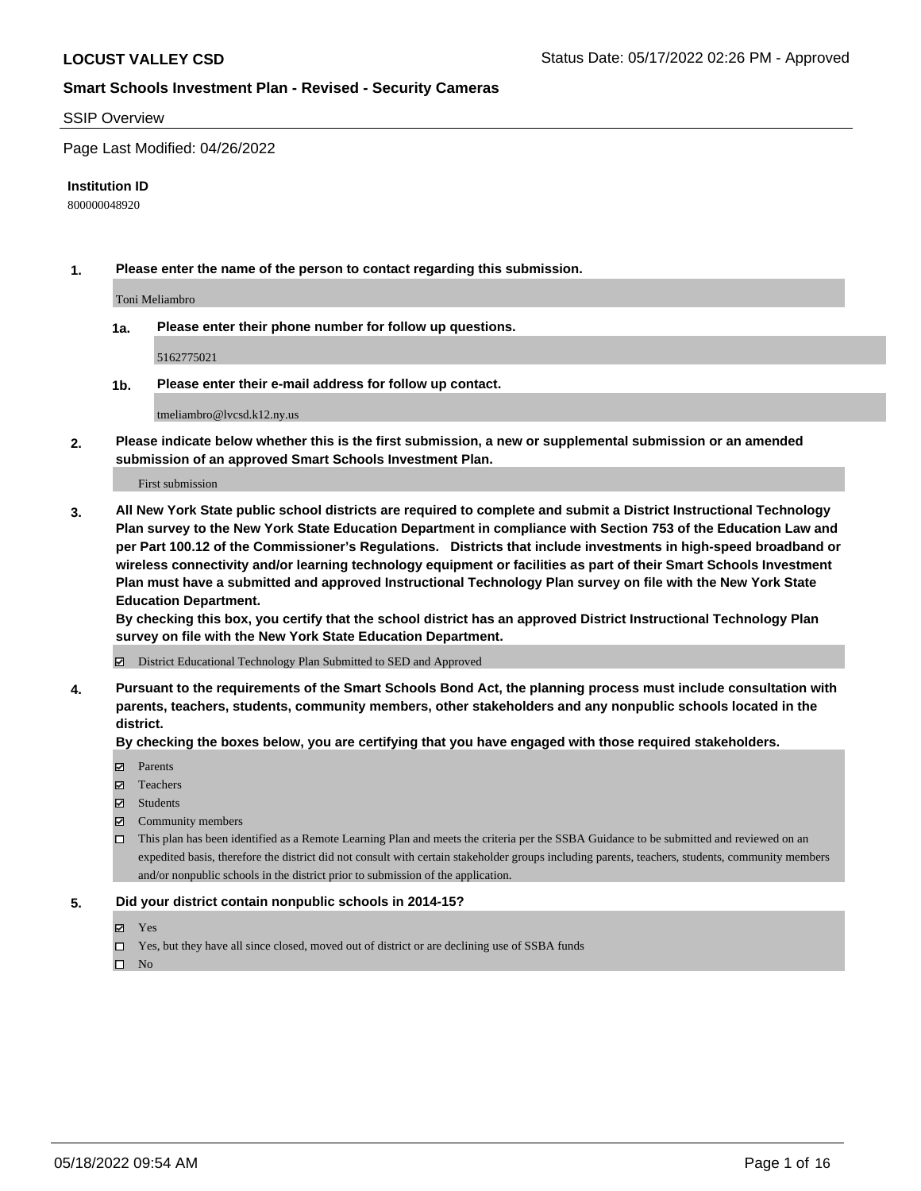**LOCUST VALLEY CSD** Status Date: 05/17/2022 02:26 PM - Approved

**Smart Schools Investment Plan - Revised - Security Cameras**

SSIP Overview

Page Last Modified: 04/26/2022

**Institution ID**

800000048920

**1. Please enter the name of the person to contact regarding this submission.**

Toni Meliambro

**1a. Please enter their phone number for follow up questions.**

5162775021

**1b. Please enter their e-mail address for follow up contact.**

tmeliambro@lvcsd.k12.ny.us

**2. Please indicate below whether this is the first submission, a new or supplemental submission or an amended submission of an approved Smart Schools Investment Plan.**

First submission

**3. All New York State public school districts are required to complete and submit a District Instructional Technology Plan survey to the New York State Education Department in compliance with Section 753 of the Education Law and per Part 100.12 of the Commissioner's Regulations. Districts that include investments in high-speed broadband or wireless connectivity and/or learning technology equipment or facilities as part of their Smart Schools Investment Plan must have a submitted and approved Instructional Technology Plan survey on file with the New York State Education Department.**
**By checking this box, you certify that the school district has an approved District Instructional Technology Plan survey on file with the New York State Education Department.**

☑ District Educational Technology Plan Submitted to SED and Approved

**4. Pursuant to the requirements of the Smart Schools Bond Act, the planning process must include consultation with parents, teachers, students, community members, other stakeholders and any nonpublic schools located in the district.**
**By checking the boxes below, you are certifying that you have engaged with those required stakeholders.**

☑ Parents
☑ Teachers
☑ Students
☑ Community members
☐ This plan has been identified as a Remote Learning Plan and meets the criteria per the SSBA Guidance to be submitted and reviewed on an expedited basis, therefore the district did not consult with certain stakeholder groups including parents, teachers, students, community members and/or nonpublic schools in the district prior to submission of the application.

**5. Did your district contain nonpublic schools in 2014-15?**

☑ Yes
☐ Yes, but they have all since closed, moved out of district or are declining use of SSBA funds
☐ No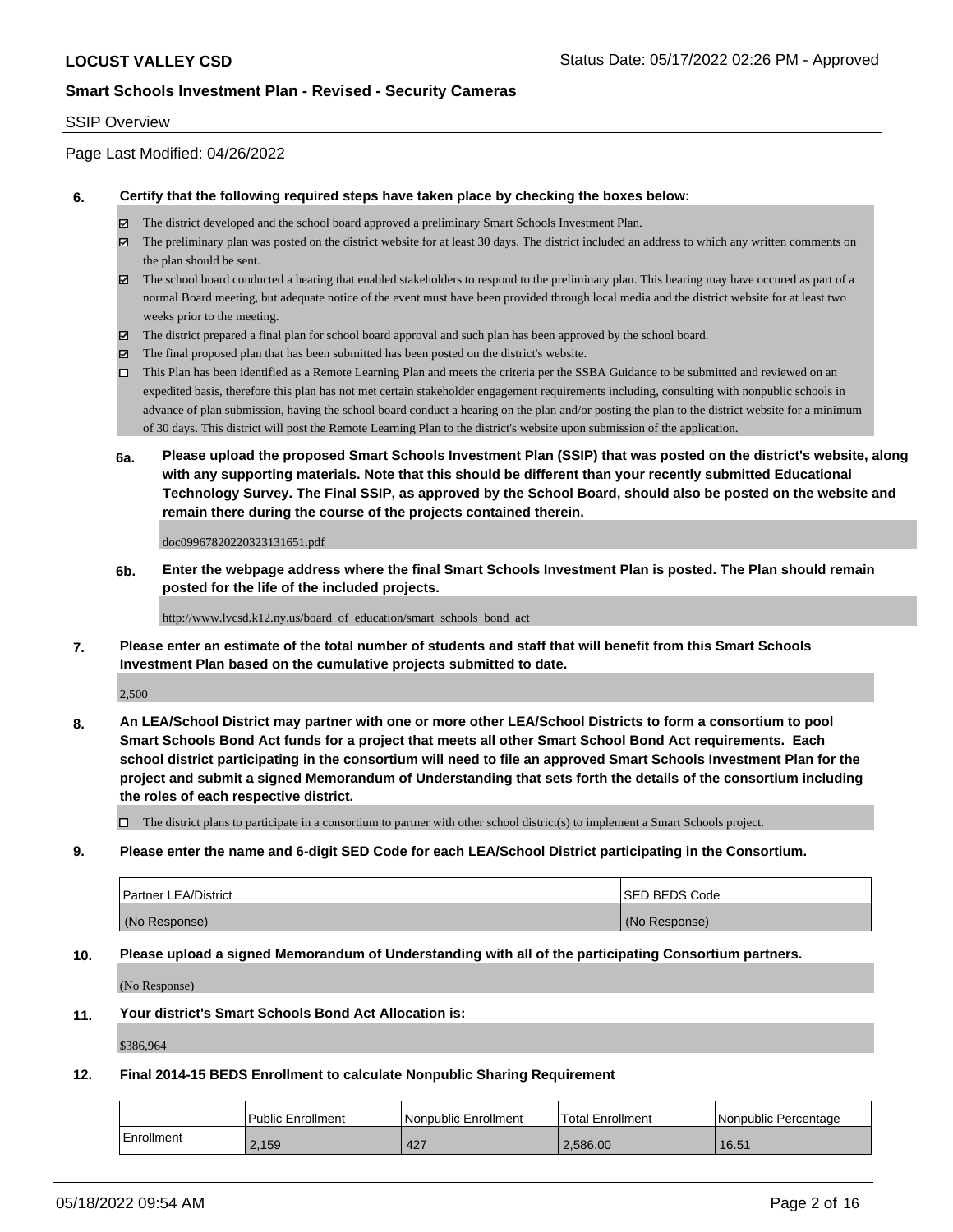## SSIP Overview

Page Last Modified: 04/26/2022

**6. Certify that the following required steps have taken place by checking the boxes below:**

- ☑ The district developed and the school board approved a preliminary Smart Schools Investment Plan.
- ☑ The preliminary plan was posted on the district website for at least 30 days. The district included an address to which any written comments on the plan should be sent.
- ☑ The school board conducted a hearing that enabled stakeholders to respond to the preliminary plan. This hearing may have occured as part of a normal Board meeting, but adequate notice of the event must have been provided through local media and the district website for at least two weeks prior to the meeting.
- ☑ The district prepared a final plan for school board approval and such plan has been approved by the school board.
- ☑ The final proposed plan that has been submitted has been posted on the district's website.
- ☐ This Plan has been identified as a Remote Learning Plan and meets the criteria per the SSBA Guidance to be submitted and reviewed on an expedited basis, therefore this plan has not met certain stakeholder engagement requirements including, consulting with nonpublic schools in advance of plan submission, having the school board conduct a hearing on the plan and/or posting the plan to the district website for a minimum of 30 days. This district will post the Remote Learning Plan to the district's website upon submission of the application.

**6a. Please upload the proposed Smart Schools Investment Plan (SSIP) that was posted on the district's website, along with any supporting materials. Note that this should be different than your recently submitted Educational Technology Survey. The Final SSIP, as approved by the School Board, should also be posted on the website and remain there during the course of the projects contained therein.**

doc09967820220323131651.pdf

**6b. Enter the webpage address where the final Smart Schools Investment Plan is posted. The Plan should remain posted for the life of the included projects.**

http://www.lvcsd.k12.ny.us/board_of_education/smart_schools_bond_act

**7. Please enter an estimate of the total number of students and staff that will benefit from this Smart Schools Investment Plan based on the cumulative projects submitted to date.**

2,500

**8. An LEA/School District may partner with one or more other LEA/School Districts to form a consortium to pool Smart Schools Bond Act funds for a project that meets all other Smart School Bond Act requirements. Each school district participating in the consortium will need to file an approved Smart Schools Investment Plan for the project and submit a signed Memorandum of Understanding that sets forth the details of the consortium including the roles of each respective district.**

- ☐ The district plans to participate in a consortium to partner with other school district(s) to implement a Smart Schools project.

**9. Please enter the name and 6-digit SED Code for each LEA/School District participating in the Consortium.**

| Partner LEA/District | SED BEDS Code |
|---|---|
| (No Response) | (No Response) |

**10. Please upload a signed Memorandum of Understanding with all of the participating Consortium partners.**

(No Response)

**11. Your district's Smart Schools Bond Act Allocation is:**

$386,964

**12. Final 2014-15 BEDS Enrollment to calculate Nonpublic Sharing Requirement**

| | Public Enrollment | Nonpublic Enrollment | Total Enrollment | Nonpublic Percentage |
|---|---|---|---|---|
| Enrollment | 2,159 | 427 | 2,586.00 | 16.51 |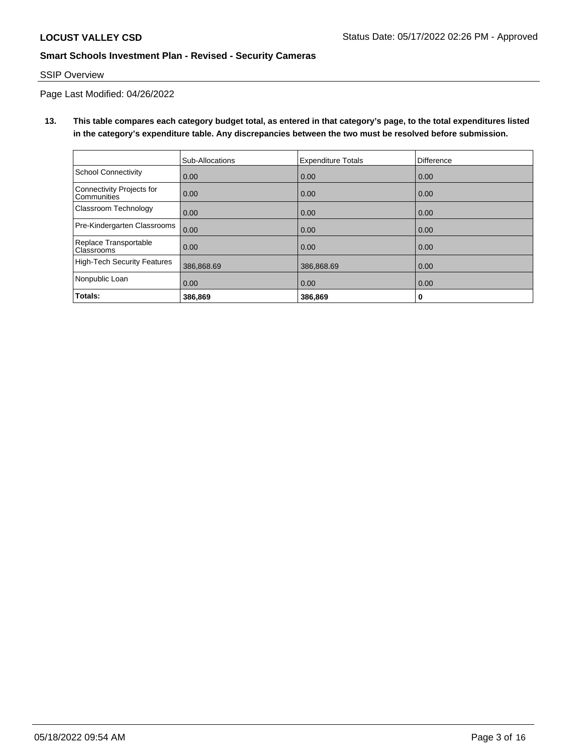SSIP Overview

Page Last Modified: 04/26/2022

**13. This table compares each category budget total, as entered in that category's page, to the total expenditures listed in the category's expenditure table. Any discrepancies between the two must be resolved before submission.**

| | Sub-Allocations | Expenditure Totals | Difference |
|---|---|---|---|
| School Connectivity | 0.00 | 0.00 | 0.00 |
| Connectivity Projects for Communities | 0.00 | 0.00 | 0.00 |
| Classroom Technology | 0.00 | 0.00 | 0.00 |
| Pre-Kindergarten Classrooms | 0.00 | 0.00 | 0.00 |
| Replace Transportable Classrooms | 0.00 | 0.00 | 0.00 |
| High-Tech Security Features | 386,868.69 | 386,868.69 | 0.00 |
| Nonpublic Loan | 0.00 | 0.00 | 0.00 |
| **Totals:** | **386,869** | **386,869** | **0** |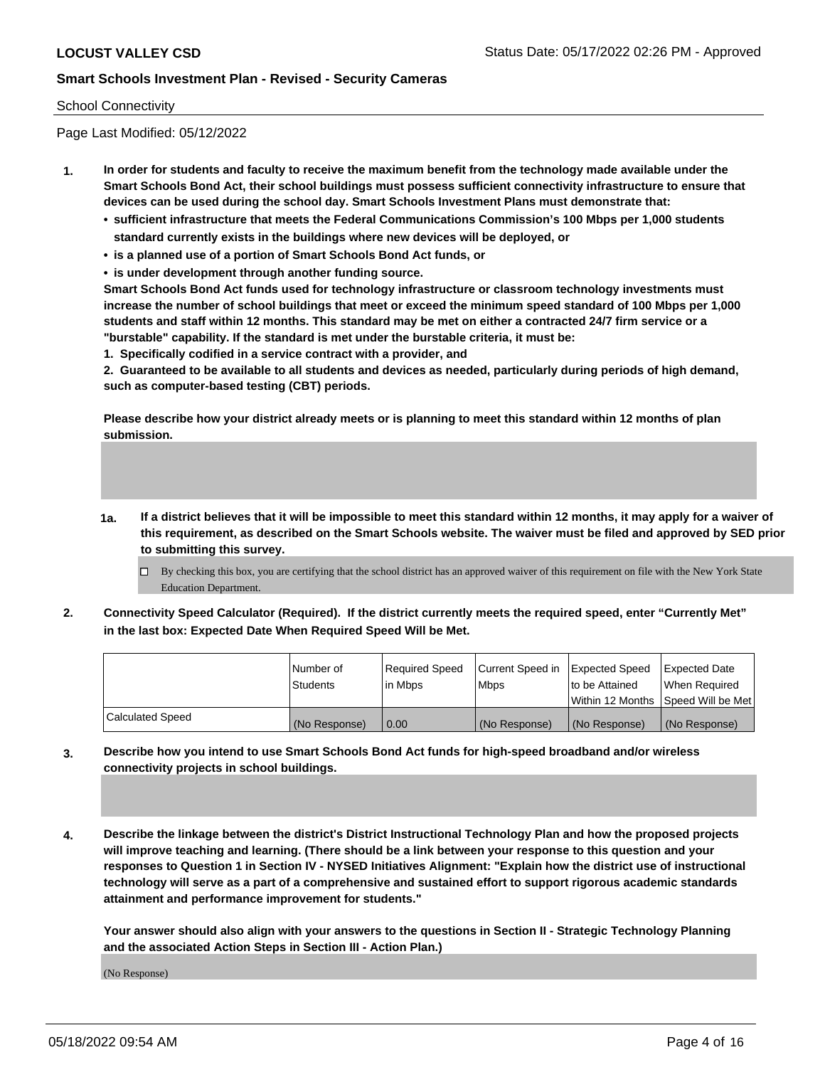School Connectivity

Page Last Modified: 05/12/2022

1. **In order for students and faculty to receive the maximum benefit from the technology made available under the Smart Schools Bond Act, their school buildings must possess sufficient connectivity infrastructure to ensure that devices can be used during the school day. Smart Schools Investment Plans must demonstrate that:**
   - **sufficient infrastructure that meets the Federal Communications Commission's 100 Mbps per 1,000 students standard currently exists in the buildings where new devices will be deployed, or**
   - **is a planned use of a portion of Smart Schools Bond Act funds, or**
   - **is under development through another funding source.**

   **Smart Schools Bond Act funds used for technology infrastructure or classroom technology investments must increase the number of school buildings that meet or exceed the minimum speed standard of 100 Mbps per 1,000 students and staff within 12 months. This standard may be met on either a contracted 24/7 firm service or a "burstable" capability. If the standard is met under the burstable criteria, it must be:**

   **1. Specifically codified in a service contract with a provider, and**

   **2. Guaranteed to be available to all students and devices as needed, particularly during periods of high demand, such as computer-based testing (CBT) periods.**

   **Please describe how your district already meets or is planning to meet this standard within 12 months of plan submission.**

   1a. **If a district believes that it will be impossible to meet this standard within 12 months, it may apply for a waiver of this requirement, as described on the Smart Schools website. The waiver must be filed and approved by SED prior to submitting this survey.**

   ☐ By checking this box, you are certifying that the school district has an approved waiver of this requirement on file with the New York State Education Department.

2. **Connectivity Speed Calculator (Required). If the district currently meets the required speed, enter "Currently Met" in the last box: Expected Date When Required Speed Will be Met.**

| | Number of Students | Required Speed in Mbps | Current Speed in Mbps | Expected Speed to be Attained Within 12 Months | Expected Date When Required Speed Will be Met |
|---|---|---|---|---|---|
| Calculated Speed | (No Response) | 0.00 | (No Response) | (No Response) | (No Response) |

3. **Describe how you intend to use Smart Schools Bond Act funds for high-speed broadband and/or wireless connectivity projects in school buildings.**

4. **Describe the linkage between the district's District Instructional Technology Plan and how the proposed projects will improve teaching and learning. (There should be a link between your response to this question and your responses to Question 1 in Section IV - NYSED Initiatives Alignment: "Explain how the district use of instructional technology will serve as a part of a comprehensive and sustained effort to support rigorous academic standards attainment and performance improvement for students."**

   **Your answer should also align with your answers to the questions in Section II - Strategic Technology Planning and the associated Action Steps in Section III - Action Plan.)**

   (No Response)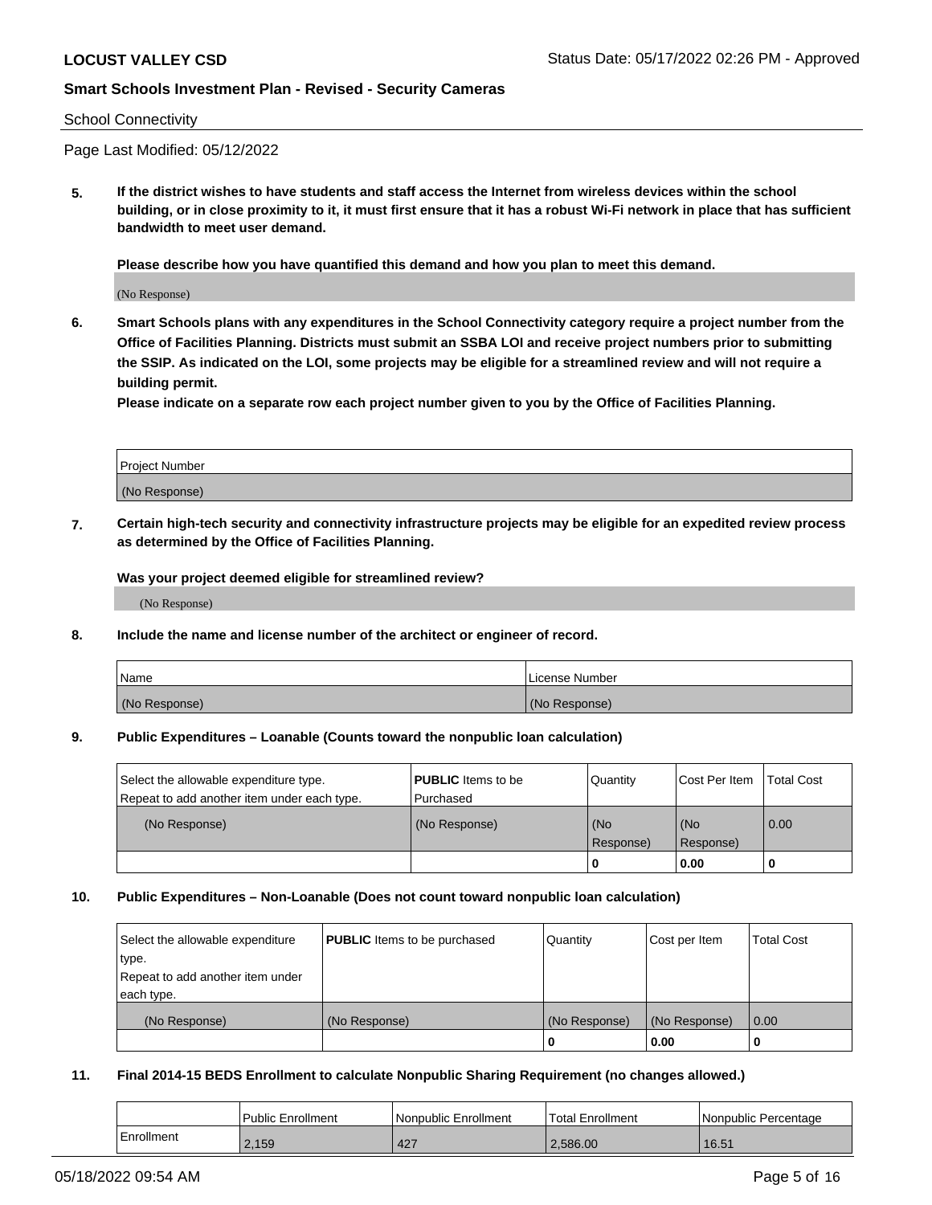School Connectivity

Page Last Modified: 05/12/2022

**5. If the district wishes to have students and staff access the Internet from wireless devices within the school building, or in close proximity to it, it must first ensure that it has a robust Wi-Fi network in place that has sufficient bandwidth to meet user demand.**

**Please describe how you have quantified this demand and how you plan to meet this demand.**

(No Response)

**6. Smart Schools plans with any expenditures in the School Connectivity category require a project number from the Office of Facilities Planning. Districts must submit an SSBA LOI and receive project numbers prior to submitting the SSIP. As indicated on the LOI, some projects may be eligible for a streamlined review and will not require a building permit.**

**Please indicate on a separate row each project number given to you by the Office of Facilities Planning.**

| Project Number |
|---|
| (No Response) |

**7. Certain high-tech security and connectivity infrastructure projects may be eligible for an expedited review process as determined by the Office of Facilities Planning.**

**Was your project deemed eligible for streamlined review?**

(No Response)

**8. Include the name and license number of the architect or engineer of record.**

| Name | License Number |
|---|---|
| (No Response) | (No Response) |

**9. Public Expenditures – Loanable (Counts toward the nonpublic loan calculation)**

| Select the allowable expenditure type. Repeat to add another item under each type. | **PUBLIC** Items to be Purchased | Quantity | Cost Per Item | Total Cost |
|---|---|---|---|---|
| (No Response) | (No Response) | (No Response) | (No Response) | 0.00 |
| | | **0** | **0.00** | **0** |

**10. Public Expenditures – Non-Loanable (Does not count toward nonpublic loan calculation)**

| Select the allowable expenditure type. Repeat to add another item under each type. | **PUBLIC** Items to be purchased | Quantity | Cost per Item | Total Cost |
|---|---|---|---|---|
| (No Response) | (No Response) | (No Response) | (No Response) | 0.00 |
| | | **0** | **0.00** | **0** |

**11. Final 2014-15 BEDS Enrollment to calculate Nonpublic Sharing Requirement (no changes allowed.)**

| | Public Enrollment | Nonpublic Enrollment | Total Enrollment | Nonpublic Percentage |
|---|---|---|---|---|
| Enrollment | 2,159 | 427 | 2,586.00 | 16.51 |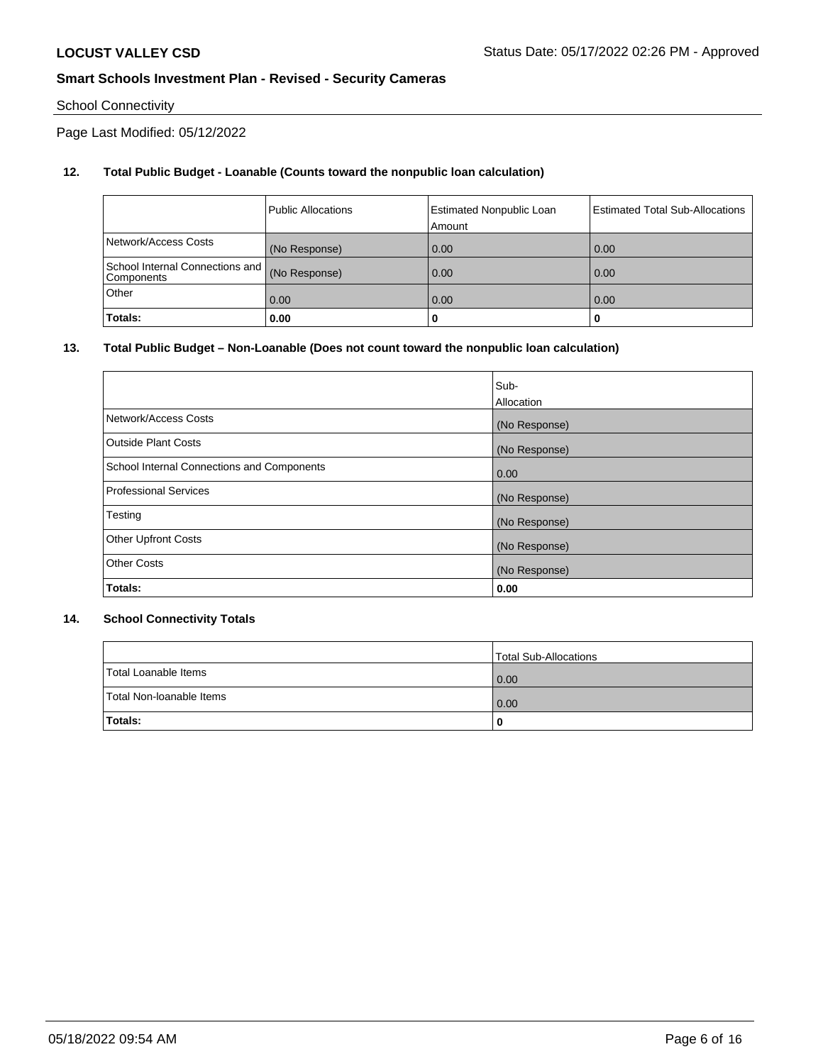School Connectivity

Page Last Modified: 05/12/2022

**12. Total Public Budget - Loanable (Counts toward the nonpublic loan calculation)**

| | Public Allocations | Estimated Nonpublic Loan Amount | Estimated Total Sub-Allocations |
|---|---|---|---|
| Network/Access Costs | (No Response) | 0.00 | 0.00 |
| School Internal Connections and Components | (No Response) | 0.00 | 0.00 |
| Other | 0.00 | 0.00 | 0.00 |
| **Totals:** | **0.00** | **0** | **0** |

**13. Total Public Budget – Non-Loanable (Does not count toward the nonpublic loan calculation)**

| | Sub-Allocation |
|---|---|
| Network/Access Costs | (No Response) |
| Outside Plant Costs | (No Response) |
| School Internal Connections and Components | 0.00 |
| Professional Services | (No Response) |
| Testing | (No Response) |
| Other Upfront Costs | (No Response) |
| Other Costs | (No Response) |
| **Totals:** | **0.00** |

**14. School Connectivity Totals**

| | Total Sub-Allocations |
|---|---|
| Total Loanable Items | 0.00 |
| Total Non-loanable Items | 0.00 |
| **Totals:** | **0** |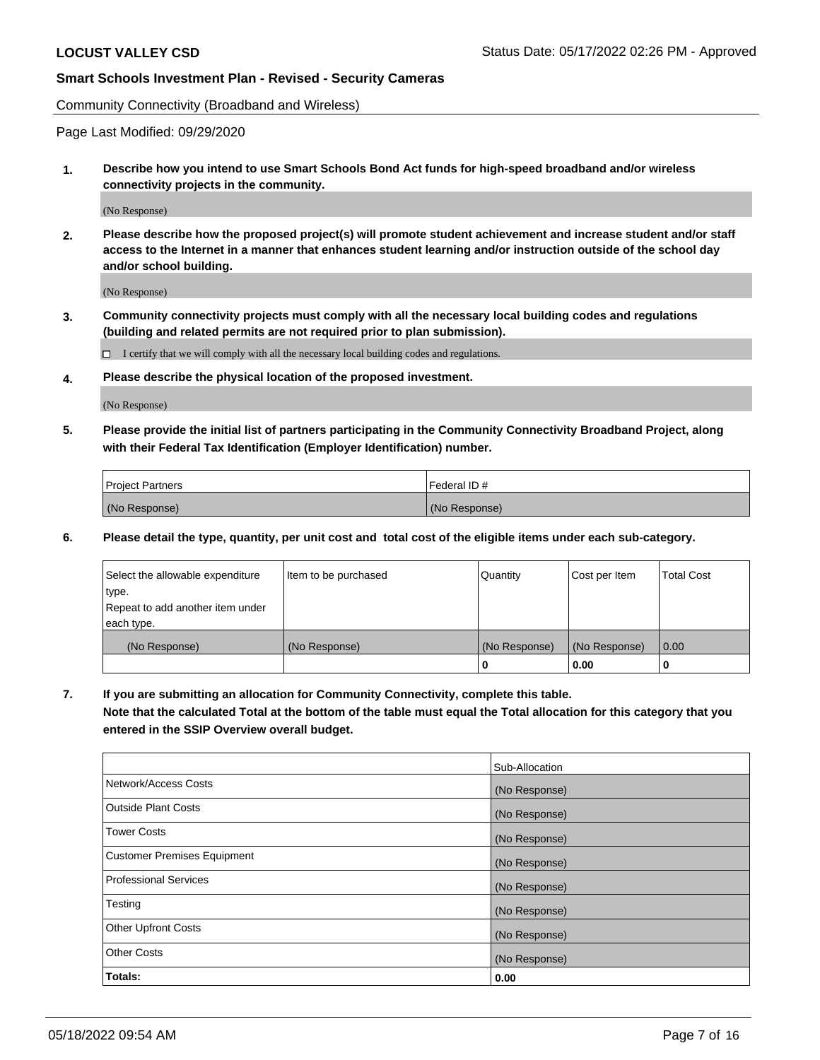Community Connectivity (Broadband and Wireless)

Page Last Modified: 09/29/2020

**1. Describe how you intend to use Smart Schools Bond Act funds for high-speed broadband and/or wireless connectivity projects in the community.**

(No Response)

**2. Please describe how the proposed project(s) will promote student achievement and increase student and/or staff access to the Internet in a manner that enhances student learning and/or instruction outside of the school day and/or school building.**

(No Response)

**3. Community connectivity projects must comply with all the necessary local building codes and regulations (building and related permits are not required prior to plan submission).**

☐ I certify that we will comply with all the necessary local building codes and regulations.

**4. Please describe the physical location of the proposed investment.**

(No Response)

**5. Please provide the initial list of partners participating in the Community Connectivity Broadband Project, along with their Federal Tax Identification (Employer Identification) number.**

| Project Partners | Federal ID # |
|---|---|
| (No Response) | (No Response) |

**6. Please detail the type, quantity, per unit cost and total cost of the eligible items under each sub-category.**

| Select the allowable expenditure type. Repeat to add another item under each type. | Item to be purchased | Quantity | Cost per Item | Total Cost |
|---|---|---|---|---|
| (No Response) | (No Response) | (No Response) | (No Response) | 0.00 |
| | | 0 | 0.00 | 0 |

**7. If you are submitting an allocation for Community Connectivity, complete this table.**
**Note that the calculated Total at the bottom of the table must equal the Total allocation for this category that you entered in the SSIP Overview overall budget.**

| | Sub-Allocation |
|---|---|
| Network/Access Costs | (No Response) |
| Outside Plant Costs | (No Response) |
| Tower Costs | (No Response) |
| Customer Premises Equipment | (No Response) |
| Professional Services | (No Response) |
| Testing | (No Response) |
| Other Upfront Costs | (No Response) |
| Other Costs | (No Response) |
| **Totals:** | **0.00** |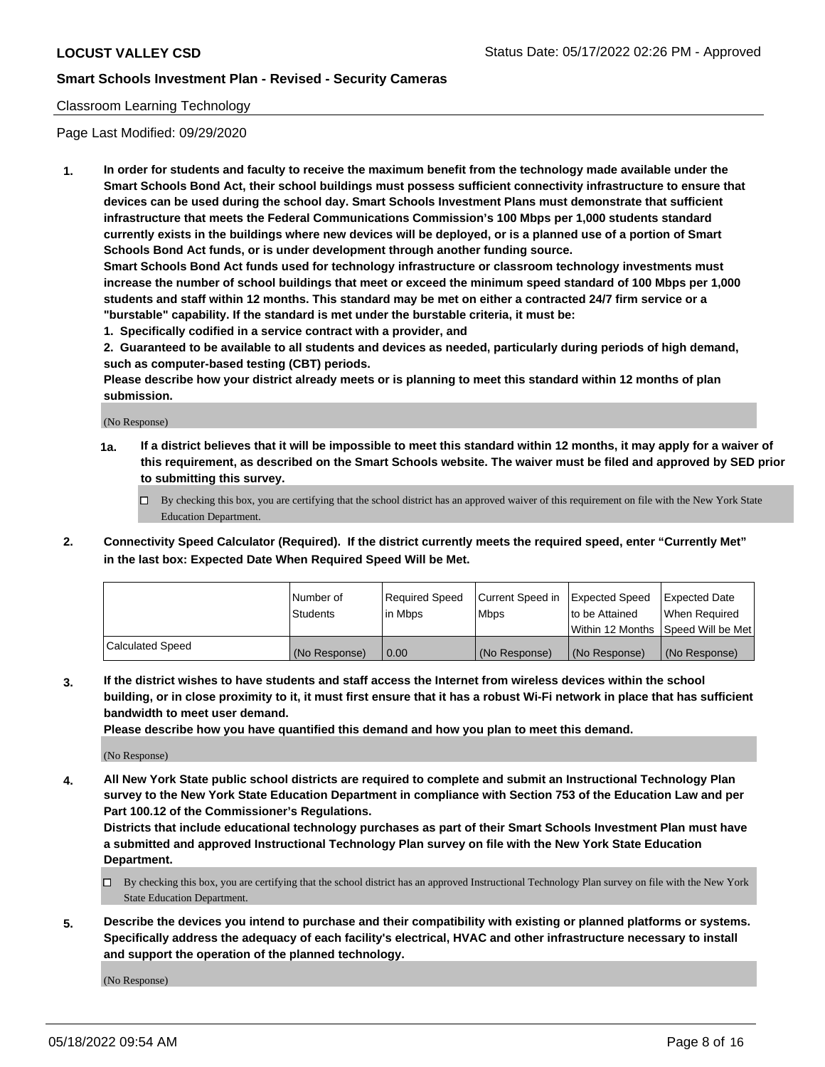## Classroom Learning Technology

Page Last Modified: 09/29/2020

**1. In order for students and faculty to receive the maximum benefit from the technology made available under the Smart Schools Bond Act, their school buildings must possess sufficient connectivity infrastructure to ensure that devices can be used during the school day. Smart Schools Investment Plans must demonstrate that sufficient infrastructure that meets the Federal Communications Commission's 100 Mbps per 1,000 students standard currently exists in the buildings where new devices will be deployed, or is a planned use of a portion of Smart Schools Bond Act funds, or is under development through another funding source.**

**Smart Schools Bond Act funds used for technology infrastructure or classroom technology investments must increase the number of school buildings that meet or exceed the minimum speed standard of 100 Mbps per 1,000 students and staff within 12 months. This standard may be met on either a contracted 24/7 firm service or a "burstable" capability. If the standard is met under the burstable criteria, it must be:**

**1. Specifically codified in a service contract with a provider, and**

**2. Guaranteed to be available to all students and devices as needed, particularly during periods of high demand, such as computer-based testing (CBT) periods.**

**Please describe how your district already meets or is planning to meet this standard within 12 months of plan submission.**

(No Response)

**1a. If a district believes that it will be impossible to meet this standard within 12 months, it may apply for a waiver of this requirement, as described on the Smart Schools website. The waiver must be filed and approved by SED prior to submitting this survey.**

☐ By checking this box, you are certifying that the school district has an approved waiver of this requirement on file with the New York State Education Department.

**2. Connectivity Speed Calculator (Required). If the district currently meets the required speed, enter "Currently Met" in the last box: Expected Date When Required Speed Will be Met.**

| | Number of Students | Required Speed in Mbps | Current Speed in Mbps | Expected Speed to be Attained Within 12 Months | Expected Date When Required Speed Will be Met |
|---|---|---|---|---|---|
| Calculated Speed | (No Response) | 0.00 | (No Response) | (No Response) | (No Response) |

**3. If the district wishes to have students and staff access the Internet from wireless devices within the school building, or in close proximity to it, it must first ensure that it has a robust Wi-Fi network in place that has sufficient bandwidth to meet user demand.**

**Please describe how you have quantified this demand and how you plan to meet this demand.**

(No Response)

**4. All New York State public school districts are required to complete and submit an Instructional Technology Plan survey to the New York State Education Department in compliance with Section 753 of the Education Law and per Part 100.12 of the Commissioner's Regulations.**

**Districts that include educational technology purchases as part of their Smart Schools Investment Plan must have a submitted and approved Instructional Technology Plan survey on file with the New York State Education Department.**

☐ By checking this box, you are certifying that the school district has an approved Instructional Technology Plan survey on file with the New York State Education Department.

**5. Describe the devices you intend to purchase and their compatibility with existing or planned platforms or systems. Specifically address the adequacy of each facility's electrical, HVAC and other infrastructure necessary to install and support the operation of the planned technology.**

(No Response)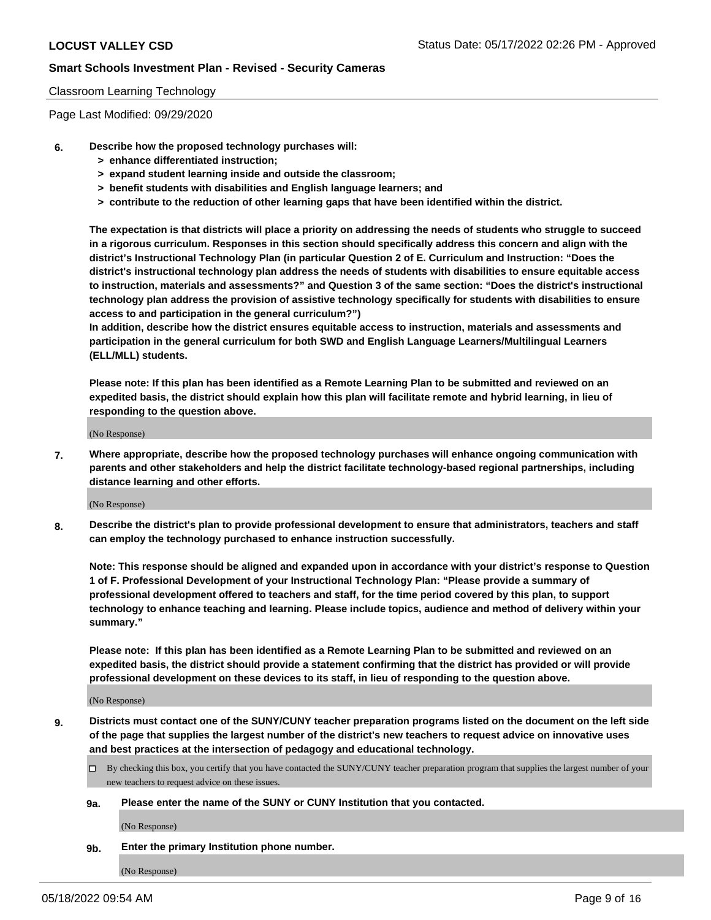Classroom Learning Technology

Page Last Modified: 09/29/2020

**6. Describe how the proposed technology purchases will:**
- **> enhance differentiated instruction;**
- **> expand student learning inside and outside the classroom;**
- **> benefit students with disabilities and English language learners; and**
- **> contribute to the reduction of other learning gaps that have been identified within the district.**

**The expectation is that districts will place a priority on addressing the needs of students who struggle to succeed in a rigorous curriculum. Responses in this section should specifically address this concern and align with the district's Instructional Technology Plan (in particular Question 2 of E. Curriculum and Instruction: "Does the district's instructional technology plan address the needs of students with disabilities to ensure equitable access to instruction, materials and assessments?" and Question 3 of the same section: "Does the district's instructional technology plan address the provision of assistive technology specifically for students with disabilities to ensure access to and participation in the general curriculum?")**

**In addition, describe how the district ensures equitable access to instruction, materials and assessments and participation in the general curriculum for both SWD and English Language Learners/Multilingual Learners (ELL/MLL) students.**

**Please note: If this plan has been identified as a Remote Learning Plan to be submitted and reviewed on an expedited basis, the district should explain how this plan will facilitate remote and hybrid learning, in lieu of responding to the question above.**

(No Response)

**7. Where appropriate, describe how the proposed technology purchases will enhance ongoing communication with parents and other stakeholders and help the district facilitate technology-based regional partnerships, including distance learning and other efforts.**

(No Response)

**8. Describe the district's plan to provide professional development to ensure that administrators, teachers and staff can employ the technology purchased to enhance instruction successfully.**

**Note: This response should be aligned and expanded upon in accordance with your district's response to Question 1 of F. Professional Development of your Instructional Technology Plan: "Please provide a summary of professional development offered to teachers and staff, for the time period covered by this plan, to support technology to enhance teaching and learning. Please include topics, audience and method of delivery within your summary."**

**Please note: If this plan has been identified as a Remote Learning Plan to be submitted and reviewed on an expedited basis, the district should provide a statement confirming that the district has provided or will provide professional development on these devices to its staff, in lieu of responding to the question above.**

(No Response)

**9. Districts must contact one of the SUNY/CUNY teacher preparation programs listed on the document on the left side of the page that supplies the largest number of the district's new teachers to request advice on innovative uses and best practices at the intersection of pedagogy and educational technology.**

☐ By checking this box, you certify that you have contacted the SUNY/CUNY teacher preparation program that supplies the largest number of your new teachers to request advice on these issues.

**9a. Please enter the name of the SUNY or CUNY Institution that you contacted.**

(No Response)

**9b. Enter the primary Institution phone number.**

(No Response)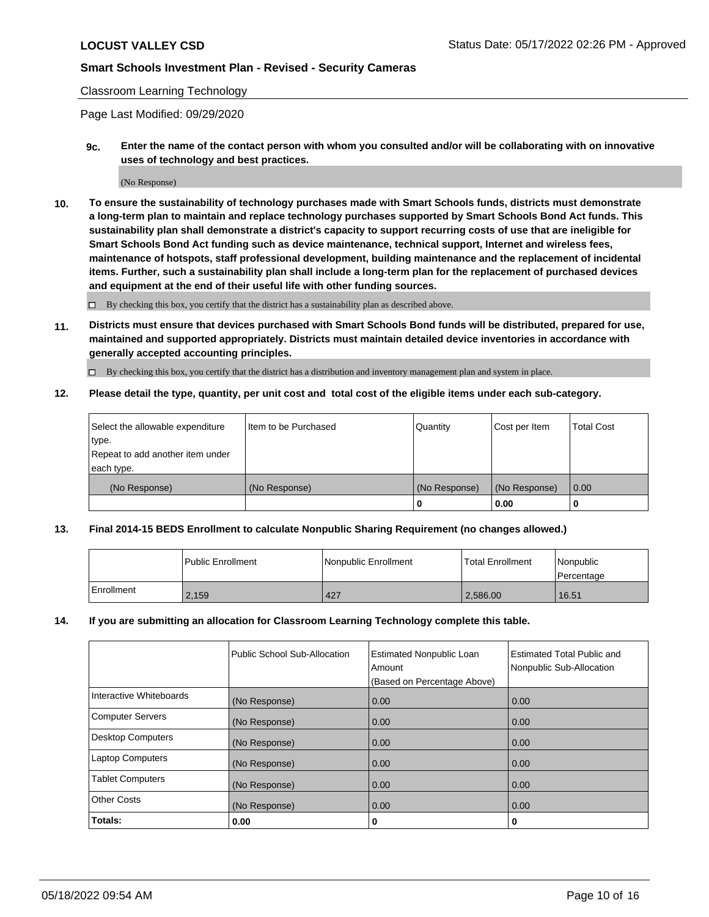Classroom Learning Technology

Page Last Modified: 09/29/2020

**9c. Enter the name of the contact person with whom you consulted and/or will be collaborating with on innovative uses of technology and best practices.**

(No Response)

**10. To ensure the sustainability of technology purchases made with Smart Schools funds, districts must demonstrate a long-term plan to maintain and replace technology purchases supported by Smart Schools Bond Act funds. This sustainability plan shall demonstrate a district's capacity to support recurring costs of use that are ineligible for Smart Schools Bond Act funding such as device maintenance, technical support, Internet and wireless fees, maintenance of hotspots, staff professional development, building maintenance and the replacement of incidental items. Further, such a sustainability plan shall include a long-term plan for the replacement of purchased devices and equipment at the end of their useful life with other funding sources.**

☐ By checking this box, you certify that the district has a sustainability plan as described above.

**11. Districts must ensure that devices purchased with Smart Schools Bond funds will be distributed, prepared for use, maintained and supported appropriately. Districts must maintain detailed device inventories in accordance with generally accepted accounting principles.**

☐ By checking this box, you certify that the district has a distribution and inventory management plan and system in place.

**12. Please detail the type, quantity, per unit cost and total cost of the eligible items under each sub-category.**

| Select the allowable expenditure type. Repeat to add another item under each type. | Item to be Purchased | Quantity | Cost per Item | Total Cost |
|---|---|---|---|---|
| (No Response) | (No Response) | (No Response) | (No Response) | 0.00 |
| | | 0 | 0.00 | 0 |

**13. Final 2014-15 BEDS Enrollment to calculate Nonpublic Sharing Requirement (no changes allowed.)**

| | Public Enrollment | Nonpublic Enrollment | Total Enrollment | Nonpublic Percentage |
|---|---|---|---|---|
| Enrollment | 2,159 | 427 | 2,586.00 | 16.51 |

**14. If you are submitting an allocation for Classroom Learning Technology complete this table.**

| | Public School Sub-Allocation | Estimated Nonpublic Loan Amount (Based on Percentage Above) | Estimated Total Public and Nonpublic Sub-Allocation |
|---|---|---|---|
| Interactive Whiteboards | (No Response) | 0.00 | 0.00 |
| Computer Servers | (No Response) | 0.00 | 0.00 |
| Desktop Computers | (No Response) | 0.00 | 0.00 |
| Laptop Computers | (No Response) | 0.00 | 0.00 |
| Tablet Computers | (No Response) | 0.00 | 0.00 |
| Other Costs | (No Response) | 0.00 | 0.00 |
| **Totals:** | 0.00 | 0 | 0 |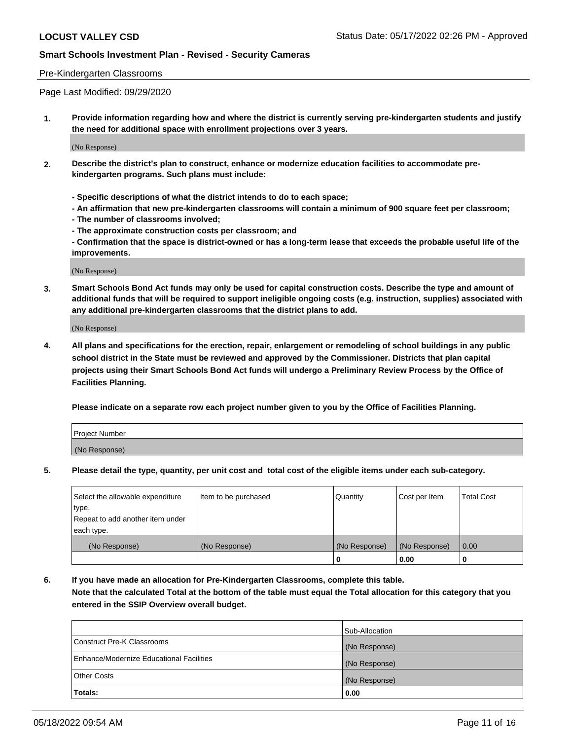**LOCUST VALLEY CSD** Status Date: 05/17/2022 02:26 PM - Approved

**Smart Schools Investment Plan - Revised - Security Cameras**

Pre-Kindergarten Classrooms

Page Last Modified: 09/29/2020

**1. Provide information regarding how and where the district is currently serving pre-kindergarten students and justify the need for additional space with enrollment projections over 3 years.**

(No Response)

**2. Describe the district's plan to construct, enhance or modernize education facilities to accommodate pre-kindergarten programs. Such plans must include:**

**- Specific descriptions of what the district intends to do to each space;**
**- An affirmation that new pre-kindergarten classrooms will contain a minimum of 900 square feet per classroom;**
**- The number of classrooms involved;**
**- The approximate construction costs per classroom; and**
**- Confirmation that the space is district-owned or has a long-term lease that exceeds the probable useful life of the improvements.**

(No Response)

**3. Smart Schools Bond Act funds may only be used for capital construction costs. Describe the type and amount of additional funds that will be required to support ineligible ongoing costs (e.g. instruction, supplies) associated with any additional pre-kindergarten classrooms that the district plans to add.**

(No Response)

**4. All plans and specifications for the erection, repair, enlargement or remodeling of school buildings in any public school district in the State must be reviewed and approved by the Commissioner. Districts that plan capital projects using their Smart Schools Bond Act funds will undergo a Preliminary Review Process by the Office of Facilities Planning.**

**Please indicate on a separate row each project number given to you by the Office of Facilities Planning.**

| Project Number |
| --- |
| (No Response) |

**5. Please detail the type, quantity, per unit cost and total cost of the eligible items under each sub-category.**

| Select the allowable expenditure type. Repeat to add another item under each type. | Item to be purchased | Quantity | Cost per Item | Total Cost |
| --- | --- | --- | --- | --- |
| (No Response) | (No Response) | (No Response) | (No Response) | 0.00 |
| | | 0 | 0.00 | 0 |

**6. If you have made an allocation for Pre-Kindergarten Classrooms, complete this table.**
**Note that the calculated Total at the bottom of the table must equal the Total allocation for this category that you entered in the SSIP Overview overall budget.**

| | Sub-Allocation |
| --- | --- |
| Construct Pre-K Classrooms | (No Response) |
| Enhance/Modernize Educational Facilities | (No Response) |
| Other Costs | (No Response) |
| **Totals:** | **0.00** |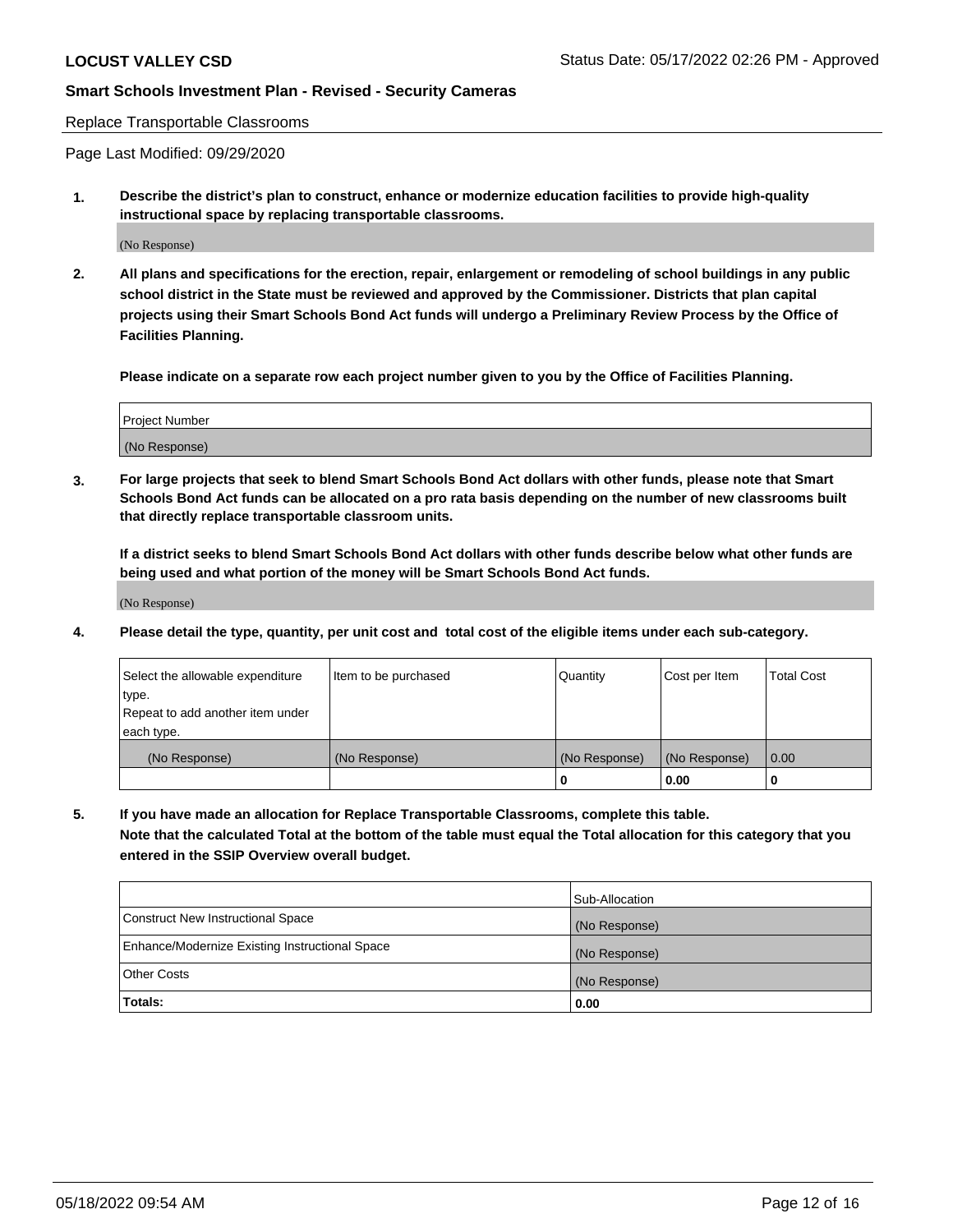Replace Transportable Classrooms

Page Last Modified: 09/29/2020

**1. Describe the district's plan to construct, enhance or modernize education facilities to provide high-quality instructional space by replacing transportable classrooms.**

(No Response)

**2. All plans and specifications for the erection, repair, enlargement or remodeling of school buildings in any public school district in the State must be reviewed and approved by the Commissioner. Districts that plan capital projects using their Smart Schools Bond Act funds will undergo a Preliminary Review Process by the Office of Facilities Planning.**

**Please indicate on a separate row each project number given to you by the Office of Facilities Planning.**

| Project Number |
|---|
| (No Response) |

**3. For large projects that seek to blend Smart Schools Bond Act dollars with other funds, please note that Smart Schools Bond Act funds can be allocated on a pro rata basis depending on the number of new classrooms built that directly replace transportable classroom units.**

**If a district seeks to blend Smart Schools Bond Act dollars with other funds describe below what other funds are being used and what portion of the money will be Smart Schools Bond Act funds.**

(No Response)

**4. Please detail the type, quantity, per unit cost and total cost of the eligible items under each sub-category.**

| Select the allowable expenditure type. Repeat to add another item under each type. | Item to be purchased | Quantity | Cost per Item | Total Cost |
|---|---|---|---|---|
| (No Response) | (No Response) | (No Response) | (No Response) | 0.00 |
| | | 0 | 0.00 | 0 |

**5. If you have made an allocation for Replace Transportable Classrooms, complete this table. Note that the calculated Total at the bottom of the table must equal the Total allocation for this category that you entered in the SSIP Overview overall budget.**

| | Sub-Allocation |
|---|---|
| Construct New Instructional Space | (No Response) |
| Enhance/Modernize Existing Instructional Space | (No Response) |
| Other Costs | (No Response) |
| **Totals:** | **0.00** |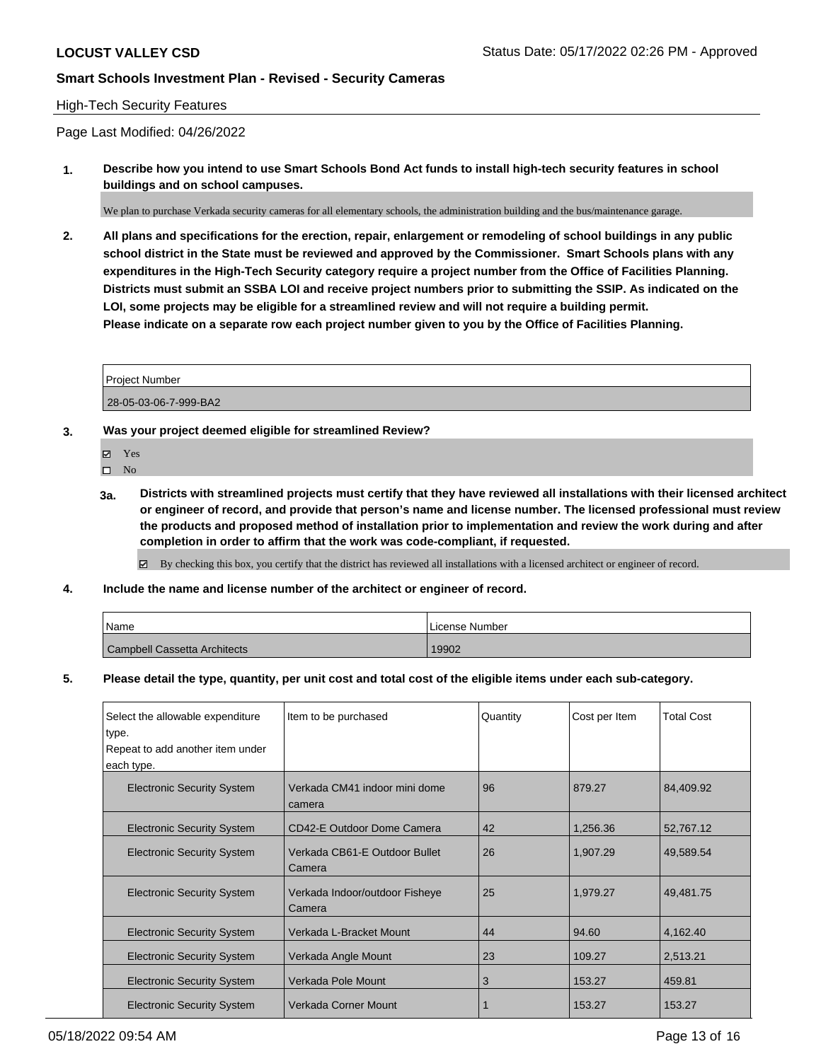**LOCUST VALLEY CSD** Status Date: 05/17/2022 02:26 PM - Approved

**Smart Schools Investment Plan - Revised - Security Cameras**

High-Tech Security Features

Page Last Modified: 04/26/2022

**1. Describe how you intend to use Smart Schools Bond Act funds to install high-tech security features in school buildings and on school campuses.**

We plan to purchase Verkada security cameras for all elementary schools, the administration building and the bus/maintenance garage.

**2. All plans and specifications for the erection, repair, enlargement or remodeling of school buildings in any public school district in the State must be reviewed and approved by the Commissioner. Smart Schools plans with any expenditures in the High-Tech Security category require a project number from the Office of Facilities Planning. Districts must submit an SSBA LOI and receive project numbers prior to submitting the SSIP. As indicated on the LOI, some projects may be eligible for a streamlined review and will not require a building permit. Please indicate on a separate row each project number given to you by the Office of Facilities Planning.**

| Project Number |
|---|
| 28-05-03-06-7-999-BA2 |

**3. Was your project deemed eligible for streamlined Review?**

- ☑ Yes
- ☐ No

**3a. Districts with streamlined projects must certify that they have reviewed all installations with their licensed architect or engineer of record, and provide that person's name and license number. The licensed professional must review the products and proposed method of installation prior to implementation and review the work during and after completion in order to affirm that the work was code-compliant, if requested.**

☑ By checking this box, you certify that the district has reviewed all installations with a licensed architect or engineer of record.

**4. Include the name and license number of the architect or engineer of record.**

| Name | License Number |
|---|---|
| Campbell Cassetta Architects | 19902 |

**5. Please detail the type, quantity, per unit cost and total cost of the eligible items under each sub-category.**

| Select the allowable expenditure type. Repeat to add another item under each type. | Item to be purchased | Quantity | Cost per Item | Total Cost |
|---|---|---|---|---|
| Electronic Security System | Verkada CM41 indoor mini dome camera | 96 | 879.27 | 84,409.92 |
| Electronic Security System | CD42-E Outdoor Dome Camera | 42 | 1,256.36 | 52,767.12 |
| Electronic Security System | Verkada CB61-E Outdoor Bullet Camera | 26 | 1,907.29 | 49,589.54 |
| Electronic Security System | Verkada Indoor/outdoor Fisheye Camera | 25 | 1,979.27 | 49,481.75 |
| Electronic Security System | Verkada L-Bracket Mount | 44 | 94.60 | 4,162.40 |
| Electronic Security System | Verkada Angle Mount | 23 | 109.27 | 2,513.21 |
| Electronic Security System | Verkada Pole Mount | 3 | 153.27 | 459.81 |
| Electronic Security System | Verkada Corner Mount | 1 | 153.27 | 153.27 |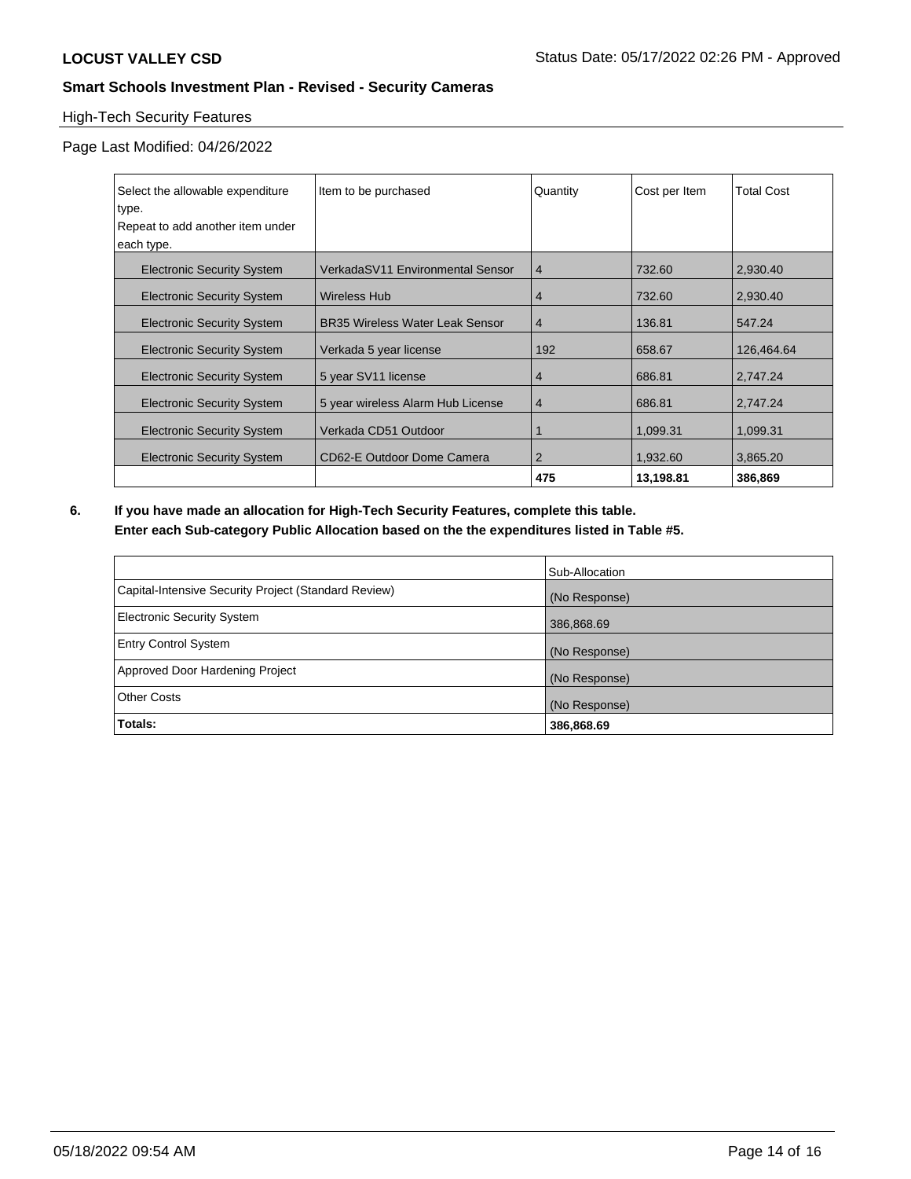**LOCUST VALLEY CSD** Status Date: 05/17/2022 02:26 PM - Approved

**Smart Schools Investment Plan - Revised - Security Cameras**

High-Tech Security Features

Page Last Modified: 04/26/2022

| Select the allowable expenditure type. Repeat to add another item under each type. | Item to be purchased | Quantity | Cost per Item | Total Cost |
|---|---|---|---|---|
| Electronic Security System | VerkadaSV11 Environmental Sensor | 4 | 732.60 | 2,930.40 |
| Electronic Security System | Wireless Hub | 4 | 732.60 | 2,930.40 |
| Electronic Security System | BR35 Wireless Water Leak Sensor | 4 | 136.81 | 547.24 |
| Electronic Security System | Verkada 5 year license | 192 | 658.67 | 126,464.64 |
| Electronic Security System | 5 year SV11 license | 4 | 686.81 | 2,747.24 |
| Electronic Security System | 5 year wireless Alarm Hub License | 4 | 686.81 | 2,747.24 |
| Electronic Security System | Verkada CD51 Outdoor | 1 | 1,099.31 | 1,099.31 |
| Electronic Security System | CD62-E Outdoor Dome Camera | 2 | 1,932.60 | 3,865.20 |
| | | **475** | **13,198.81** | **386,869** |

**6. If you have made an allocation for High-Tech Security Features, complete this table.**
**Enter each Sub-category Public Allocation based on the the expenditures listed in Table #5.**

| | Sub-Allocation |
|---|---|
| Capital-Intensive Security Project (Standard Review) | (No Response) |
| Electronic Security System | 386,868.69 |
| Entry Control System | (No Response) |
| Approved Door Hardening Project | (No Response) |
| Other Costs | (No Response) |
| **Totals:** | **386,868.69** |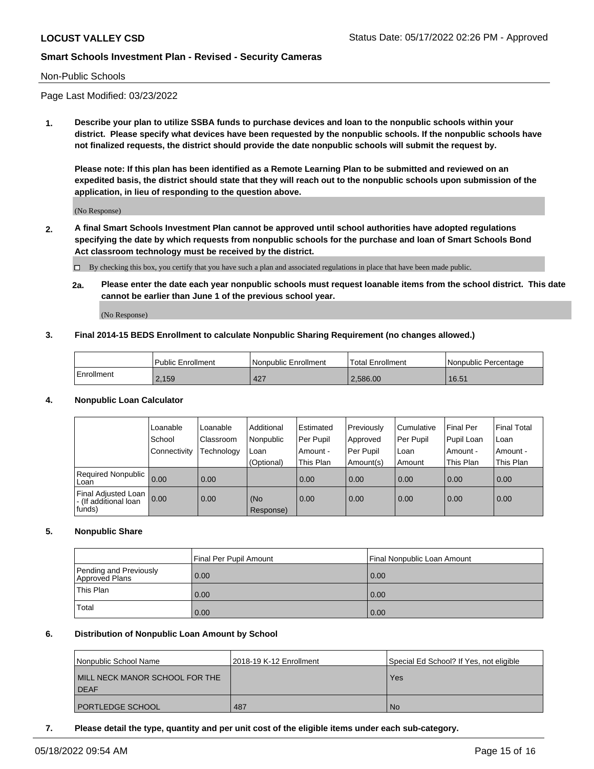## Non-Public Schools

Page Last Modified: 03/23/2022

**1. Describe your plan to utilize SSBA funds to purchase devices and loan to the nonpublic schools within your district. Please specify what devices have been requested by the nonpublic schools. If the nonpublic schools have not finalized requests, the district should provide the date nonpublic schools will submit the request by.**

**Please note: If this plan has been identified as a Remote Learning Plan to be submitted and reviewed on an expedited basis, the district should state that they will reach out to the nonpublic schools upon submission of the application, in lieu of responding to the question above.**

(No Response)

**2. A final Smart Schools Investment Plan cannot be approved until school authorities have adopted regulations specifying the date by which requests from nonpublic schools for the purchase and loan of Smart Schools Bond Act classroom technology must be received by the district.**

☐ By checking this box, you certify that you have such a plan and associated regulations in place that have been made public.

**2a. Please enter the date each year nonpublic schools must request loanable items from the school district. This date cannot be earlier than June 1 of the previous school year.**

(No Response)

**3. Final 2014-15 BEDS Enrollment to calculate Nonpublic Sharing Requirement (no changes allowed.)**

| | Public Enrollment | Nonpublic Enrollment | Total Enrollment | Nonpublic Percentage |
|---|---|---|---|---|
| Enrollment | 2,159 | 427 | 2,586.00 | 16.51 |

**4. Nonpublic Loan Calculator**

| | Loanable School Connectivity | Loanable Classroom Technology | Additional Nonpublic Loan (Optional) | Estimated Per Pupil Amount - This Plan | Previously Approved Per Pupil Amount(s) | Cumulative Per Pupil Loan Amount | Final Per Pupil Loan Amount - This Plan | Final Total Loan Amount - This Plan |
|---|---|---|---|---|---|---|---|---|
| Required Nonpublic Loan | 0.00 | 0.00 | | 0.00 | 0.00 | 0.00 | 0.00 | 0.00 |
| Final Adjusted Loan - (If additional loan funds) | 0.00 | 0.00 | (No Response) | 0.00 | 0.00 | 0.00 | 0.00 | 0.00 |

**5. Nonpublic Share**

| | Final Per Pupil Amount | Final Nonpublic Loan Amount |
|---|---|---|
| Pending and Previously Approved Plans | 0.00 | 0.00 |
| This Plan | 0.00 | 0.00 |
| Total | 0.00 | 0.00 |

**6. Distribution of Nonpublic Loan Amount by School**

| Nonpublic School Name | 2018-19 K-12 Enrollment | Special Ed School? If Yes, not eligible |
|---|---|---|
| MILL NECK MANOR SCHOOL FOR THE DEAF | | Yes |
| PORTLEDGE SCHOOL | 487 | No |

**7. Please detail the type, quantity and per unit cost of the eligible items under each sub-category.**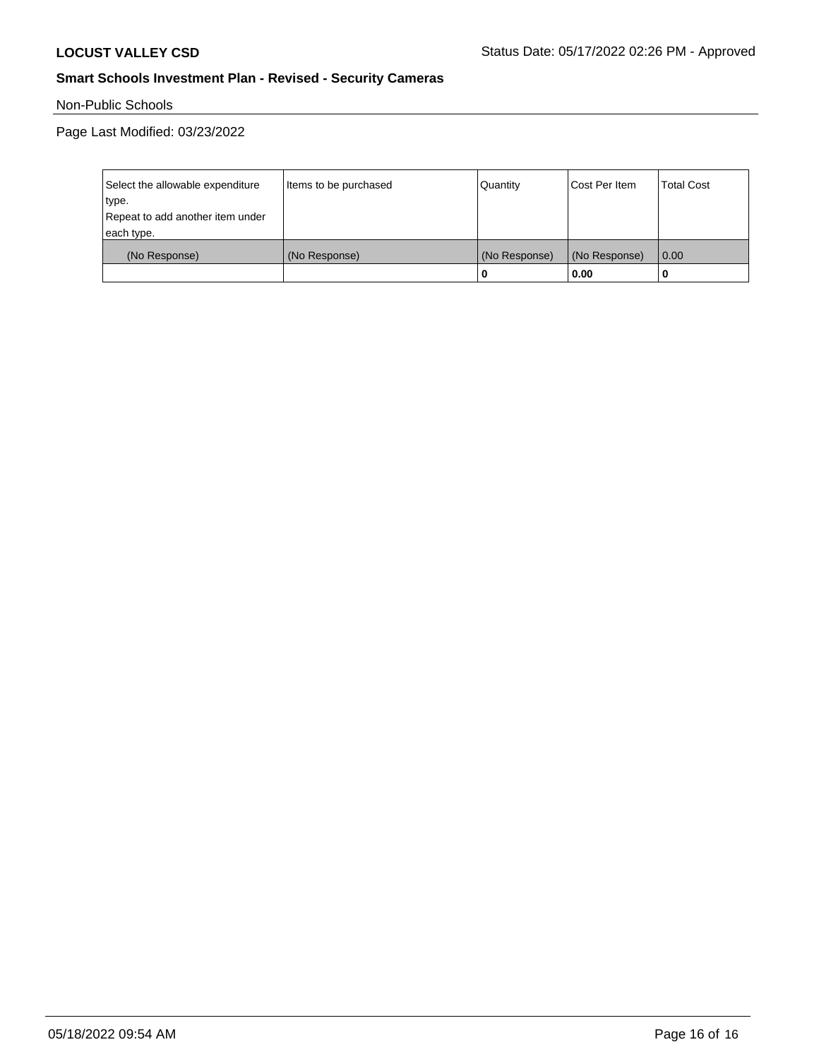Non-Public Schools

Page Last Modified: 03/23/2022

| Select the allowable expenditure type. Repeat to add another item under each type. | Items to be purchased | Quantity | Cost Per Item | Total Cost |
|---|---|---|---|---|
| (No Response) | (No Response) | (No Response) | (No Response) | 0.00 |
| | | **0** | **0.00** | **0** |